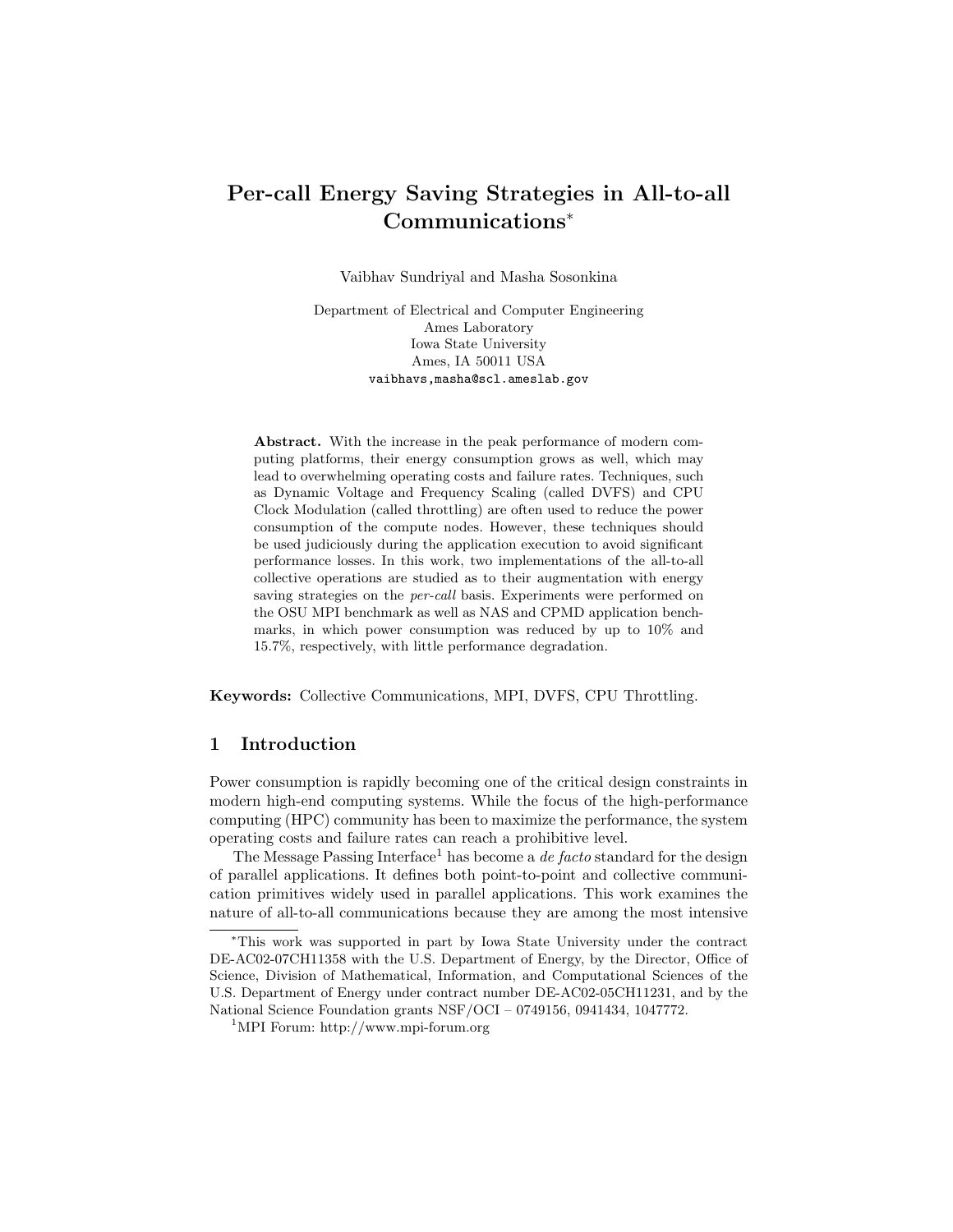# Per-call Energy Saving Strategies in All-to-all Communications*

Vaibhav Sundriyal and Masha Sosonkina

Department of Electrical and Computer Engineering
Ames Laboratory
Iowa State University
Ames, IA 50011 USA
`vaibhavs,masha@scl.ameslab.gov`

**Abstract.** With the increase in the peak performance of modern computing platforms, their energy consumption grows as well, which may lead to overwhelming operating costs and failure rates. Techniques, such as Dynamic Voltage and Frequency Scaling (called DVFS) and CPU Clock Modulation (called throttling) are often used to reduce the power consumption of the compute nodes. However, these techniques should be used judiciously during the application execution to avoid significant performance losses. In this work, two implementations of the all-to-all collective operations are studied as to their augmentation with energy saving strategies on the *per-call* basis. Experiments were performed on the OSU MPI benchmark as well as NAS and CPMD application benchmarks, in which power consumption was reduced by up to 10% and 15.7%, respectively, with little performance degradation.

**Keywords:** Collective Communications, MPI, DVFS, CPU Throttling.

## 1 Introduction

Power consumption is rapidly becoming one of the critical design constraints in modern high-end computing systems. While the focus of the high-performance computing (HPC) community has been to maximize the performance, the system operating costs and failure rates can reach a prohibitive level.

The Message Passing Interface[1] has become a *de facto* standard for the design of parallel applications. It defines both point-to-point and collective communication primitives widely used in parallel applications. This work examines the nature of all-to-all communications because they are among the most intensive

---

*This work was supported in part by Iowa State University under the contract DE-AC02-07CH11358 with the U.S. Department of Energy, by the Director, Office of Science, Division of Mathematical, Information, and Computational Sciences of the U.S. Department of Energy under contract number DE-AC02-05CH11231, and by the National Science Foundation grants NSF/OCI – 0749156, 0941434, 1047772.

[1] MPI Forum: http://www.mpi-forum.org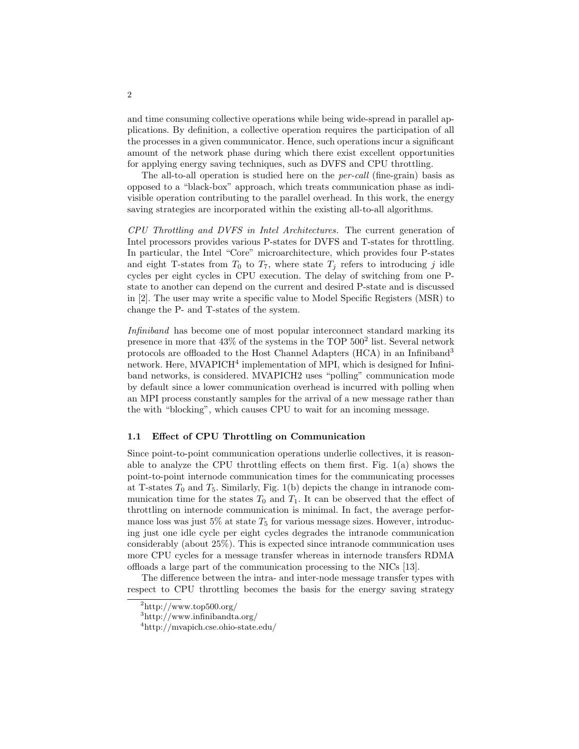and time consuming collective operations while being wide-spread in parallel applications. By definition, a collective operation requires the participation of all the processes in a given communicator. Hence, such operations incur a significant amount of the network phase during which there exist excellent opportunities for applying energy saving techniques, such as DVFS and CPU throttling.

The all-to-all operation is studied here on the *per-call* (fine-grain) basis as opposed to a "black-box" approach, which treats communication phase as indivisible operation contributing to the parallel overhead. In this work, the energy saving strategies are incorporated within the existing all-to-all algorithms.

*CPU Throttling and DVFS in Intel Architectures.* The current generation of Intel processors provides various P-states for DVFS and T-states for throttling. In particular, the Intel "Core" microarchitecture, which provides four P-states and eight T-states from $T_0$ to $T_7$, where state $T_j$ refers to introducing $j$ idle cycles per eight cycles in CPU execution. The delay of switching from one P-state to another can depend on the current and desired P-state and is discussed in [2]. The user may write a specific value to Model Specific Registers (MSR) to change the P- and T-states of the system.

*Infiniband* has become one of most popular interconnect standard marking its presence in more that 43% of the systems in the TOP 500[2] list. Several network protocols are offloaded to the Host Channel Adapters (HCA) in an Infiniband[3] network. Here, MVAPICH[4] implementation of MPI, which is designed for Infiniband networks, is considered. MVAPICH2 uses "polling" communication mode by default since a lower communication overhead is incurred with polling when an MPI process constantly samples for the arrival of a new message rather than the with "blocking", which causes CPU to wait for an incoming message.

### 1.1 Effect of CPU Throttling on Communication

Since point-to-point communication operations underlie collectives, it is reasonable to analyze the CPU throttling effects on them first. Fig. 1(a) shows the point-to-point internode communication times for the communicating processes at T-states $T_0$ and $T_5$. Similarly, Fig. 1(b) depicts the change in intranode communication time for the states $T_0$ and $T_1$. It can be observed that the effect of throttling on internode communication is minimal. In fact, the average performance loss was just 5% at state $T_5$ for various message sizes. However, introducing just one idle cycle per eight cycles degrades the intranode communication considerably (about 25%). This is expected since intranode communication uses more CPU cycles for a message transfer whereas in internode transfers RDMA offloads a large part of the communication processing to the NICs [13].

The difference between the intra- and inter-node message transfer types with respect to CPU throttling becomes the basis for the energy saving strategy

[2] http://www.top500.org/

[3] http://www.infinibandta.org/

[4] http://mvapich.cse.ohio-state.edu/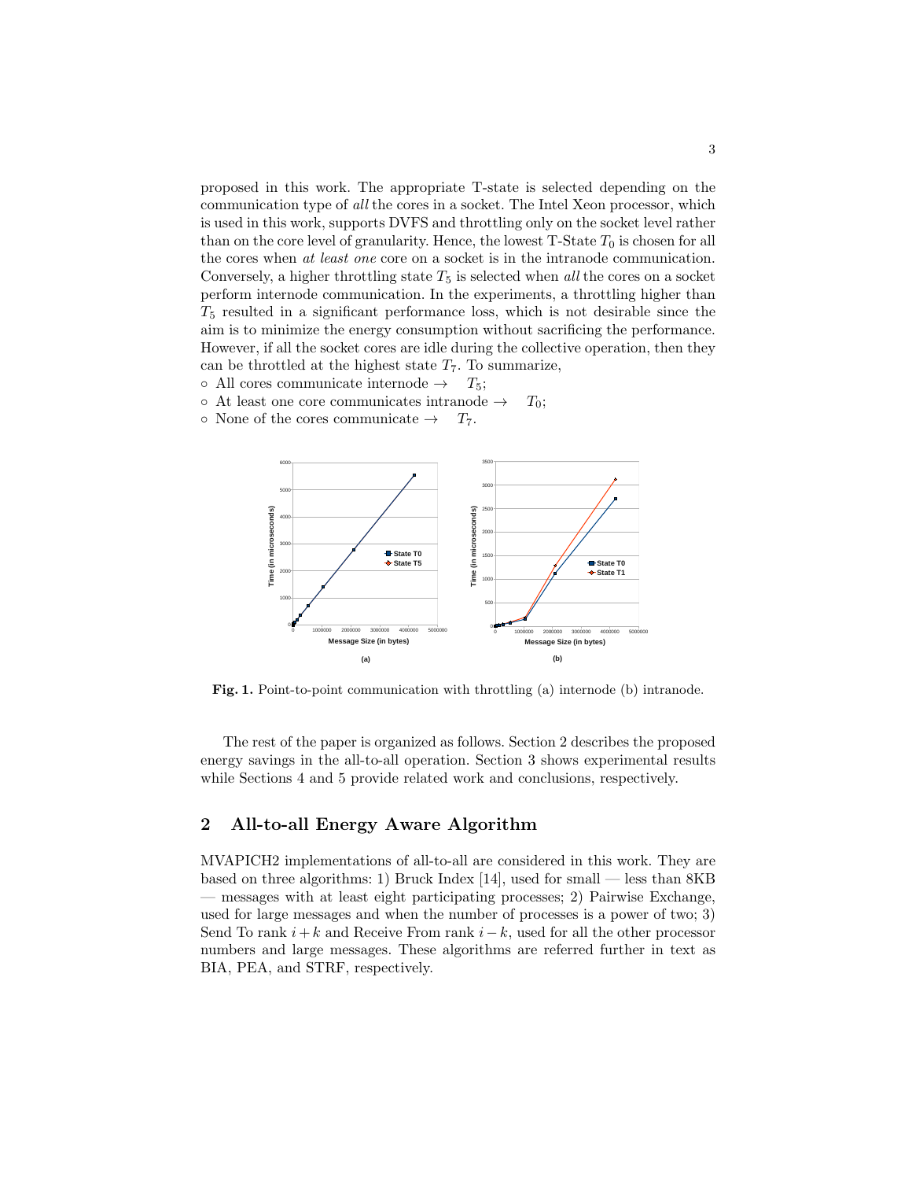proposed in this work. The appropriate T-state is selected depending on the communication type of *all* the cores in a socket. The Intel Xeon processor, which is used in this work, supports DVFS and throttling only on the socket level rather than on the core level of granularity. Hence, the lowest T-State $T_0$ is chosen for all the cores when *at least one* core on a socket is in the intranode communication. Conversely, a higher throttling state $T_5$ is selected when *all* the cores on a socket perform internode communication. In the experiments, a throttling higher than $T_5$ resulted in a significant performance loss, which is not desirable since the aim is to minimize the energy consumption without sacrificing the performance. However, if all the socket cores are idle during the collective operation, then they can be throttled at the highest state $T_7$. To summarize,

- ◦ All cores communicate internode → $T_5$;
- ◦ At least one core communicates intranode → $T_0$;
- ◦ None of the cores communicate → $T_7$.

**Fig. 1.** Point-to-point communication with throttling (a) internode (b) intranode.

The rest of the paper is organized as follows. Section 2 describes the proposed energy savings in the all-to-all operation. Section 3 shows experimental results while Sections 4 and 5 provide related work and conclusions, respectively.

## 2 All-to-all Energy Aware Algorithm

MVAPICH2 implementations of all-to-all are considered in this work. They are based on three algorithms: 1) Bruck Index [14], used for small — less than 8KB — messages with at least eight participating processes; 2) Pairwise Exchange, used for large messages and when the number of processes is a power of two; 3) Send To rank $i+k$ and Receive From rank $i-k$, used for all the other processor numbers and large messages. These algorithms are referred further in text as BIA, PEA, and STRF, respectively.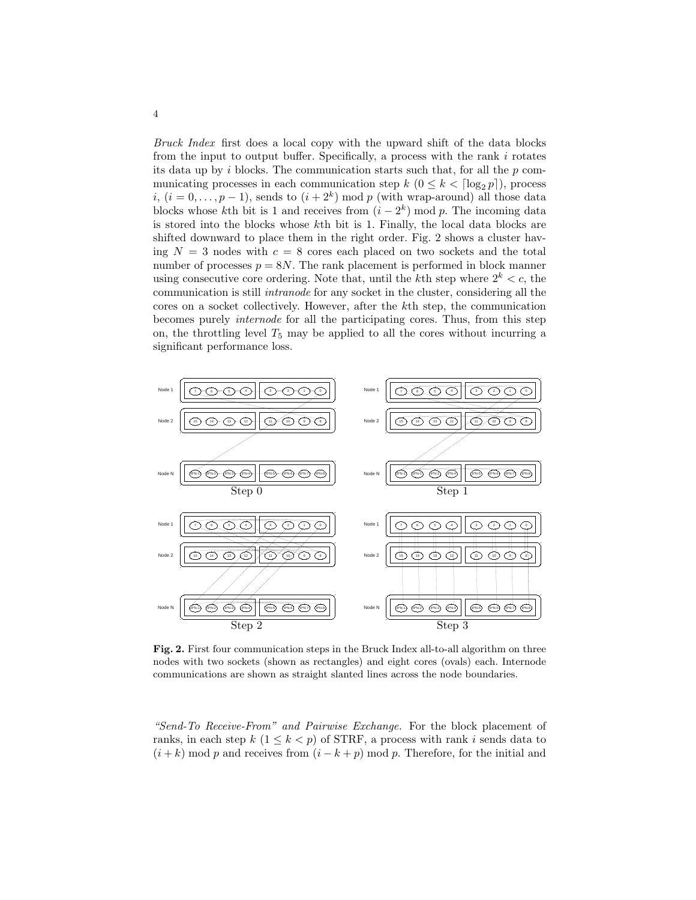*Bruck Index* first does a local copy with the upward shift of the data blocks from the input to output buffer. Specifically, a process with the rank $i$ rotates its data up by $i$ blocks. The communication starts such that, for all the $p$ communicating processes in each communication step $k$ ($0 \leq k < \lceil \log_2 p \rceil$), process $i$, ($i = 0, \ldots, p-1$), sends to $(i + 2^k) \bmod p$ (with wrap-around) all those data blocks whose $k$th bit is 1 and receives from $(i - 2^k) \bmod p$. The incoming data is stored into the blocks whose $k$th bit is 1. Finally, the local data blocks are shifted downward to place them in the right order. Fig. 2 shows a cluster having $N = 3$ nodes with $c = 8$ cores each placed on two sockets and the total number of processes $p = 8N$. The rank placement is performed in block manner using consecutive core ordering. Note that, until the $k$th step where $2^k < c$, the communication is still *intranode* for any socket in the cluster, considering all the cores on a socket collectively. However, after the $k$th step, the communication becomes purely *internode* for all the participating cores. Thus, from this step on, the throttling level $T_5$ may be applied to all the cores without incurring a significant performance loss.

**Fig. 2.** First four communication steps in the Bruck Index all-to-all algorithm on three nodes with two sockets (shown as rectangles) and eight cores (ovals) each. Internode communications are shown as straight slanted lines across the node boundaries.

*"Send-To Receive-From" and Pairwise Exchange.* For the block placement of ranks, in each step $k$ ($1 \leq k < p$) of STRF, a process with rank $i$ sends data to $(i + k) \bmod p$ and receives from $(i - k + p) \bmod p$. Therefore, for the initial and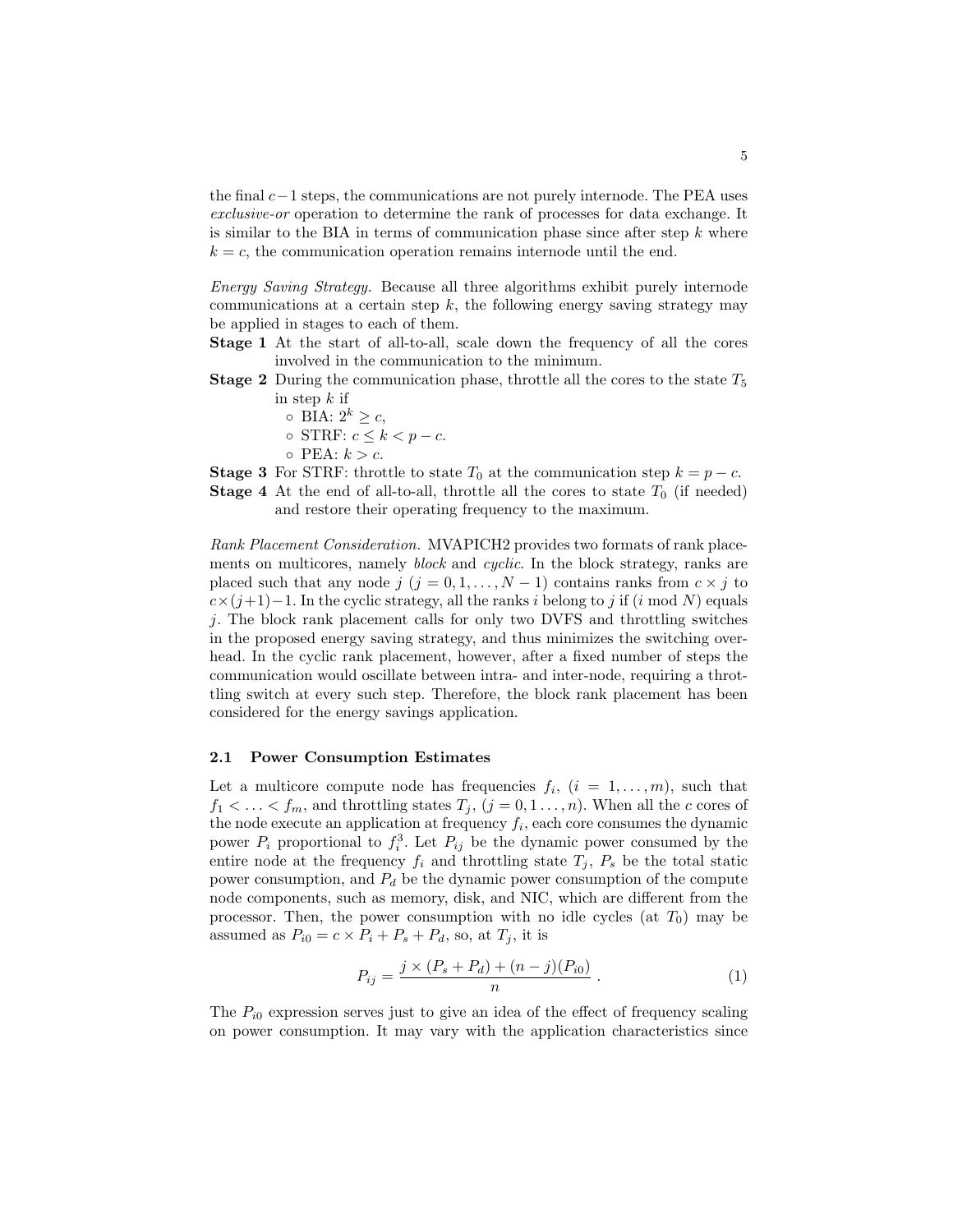the final $c-1$ steps, the communications are not purely internode. The PEA uses *exclusive-or* operation to determine the rank of processes for data exchange. It is similar to the BIA in terms of communication phase since after step $k$ where $k = c$, the communication operation remains internode until the end.

*Energy Saving Strategy.* Because all three algorithms exhibit purely internode communications at a certain step $k$, the following energy saving strategy may be applied in stages to each of them.

**Stage 1** At the start of all-to-all, scale down the frequency of all the cores involved in the communication to the minimum.

**Stage 2** During the communication phase, throttle all the cores to the state $T_5$ in step $k$ if
- BIA: $2^k \geq c$,
- STRF: $c \leq k < p - c$.
- PEA: $k > c$.

**Stage 3** For STRF: throttle to state $T_0$ at the communication step $k = p - c$.

**Stage 4** At the end of all-to-all, throttle all the cores to state $T_0$ (if needed) and restore their operating frequency to the maximum.

*Rank Placement Consideration.* MVAPICH2 provides two formats of rank placements on multicores, namely *block* and *cyclic*. In the block strategy, ranks are placed such that any node $j$ $(j = 0, 1, \ldots, N-1)$ contains ranks from $c \times j$ to $c \times (j+1) - 1$. In the cyclic strategy, all the ranks $i$ belong to $j$ if $(i \bmod N)$ equals $j$. The block rank placement calls for only two DVFS and throttling switches in the proposed energy saving strategy, and thus minimizes the switching overhead. In the cyclic rank placement, however, after a fixed number of steps the communication would oscillate between intra- and inter-node, requiring a throttling switch at every such step. Therefore, the block rank placement has been considered for the energy savings application.

### 2.1 Power Consumption Estimates

Let a multicore compute node has frequencies $f_i$, $(i = 1, \ldots, m)$, such that $f_1 < \ldots < f_m$, and throttling states $T_j$, $(j = 0, 1 \ldots, n)$. When all the $c$ cores of the node execute an application at frequency $f_i$, each core consumes the dynamic power $P_i$ proportional to $f_i^3$. Let $P_{ij}$ be the dynamic power consumed by the entire node at the frequency $f_i$ and throttling state $T_j$, $P_s$ be the total static power consumption, and $P_d$ be the dynamic power consumption of the compute node components, such as memory, disk, and NIC, which are different from the processor. Then, the power consumption with no idle cycles (at $T_0$) may be assumed as $P_{i0} = c \times P_i + P_s + P_d$, so, at $T_j$, it is

$$P_{ij} = \frac{j \times (P_s + P_d) + (n - j)(P_{i0})}{n} . \tag{1}$$

The $P_{i0}$ expression serves just to give an idea of the effect of frequency scaling on power consumption. It may vary with the application characteristics since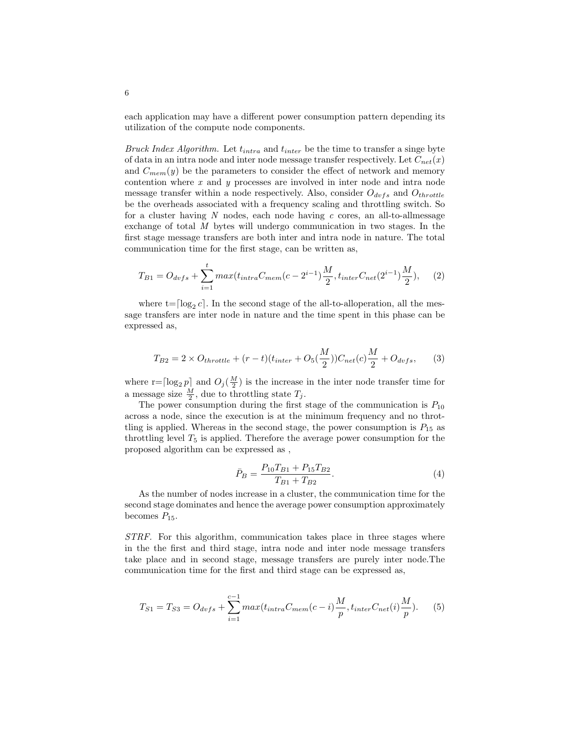each application may have a different power consumption pattern depending its utilization of the compute node components.

*Bruck Index Algorithm.* Let $t_{intra}$ and $t_{inter}$ be the time to transfer a singe byte of data in an intra node and inter node message transfer respectively. Let $C_{net}(x)$ and $C_{mem}(y)$ be the parameters to consider the effect of network and memory contention where $x$ and $y$ processes are involved in inter node and intra node message transfer within a node respectively. Also, consider $O_{dvfs}$ and $O_{throttle}$ be the overheads associated with a frequency scaling and throttling switch. So for a cluster having $N$ nodes, each node having $c$ cores, an all-to-allmessage exchange of total $M$ bytes will undergo communication in two stages. In the first stage message transfers are both inter and intra node in nature. The total communication time for the first stage, can be written as,

$$T_{B1} = O_{dvfs} + \sum_{i=1}^{t} max(t_{intra}C_{mem}(c - 2^{i-1})\frac{M}{2}, t_{inter}C_{net}(2^{i-1})\frac{M}{2}), \quad (2)$$

where t=$\lceil \log_2 c \rceil$. In the second stage of the all-to-alloperation, all the message transfers are inter node in nature and the time spent in this phase can be expressed as,

$$T_{B2} = 2 \times O_{throttle} + (r - t)(t_{inter} + O_5(\frac{M}{2}))C_{net}(c)\frac{M}{2} + O_{dvfs}, \quad (3)$$

where r=$\lceil \log_2 p \rceil$ and $O_j(\frac{M}{2})$ is the increase in the inter node transfer time for a message size $\frac{M}{2}$, due to throttling state $T_j$.

The power consumption during the first stage of the communication is $P_{10}$ across a node, since the execution is at the minimum frequency and no throttling is applied. Whereas in the second stage, the power consumption is $P_{15}$ as throttling level $T_5$ is applied. Therefore the average power consumption for the proposed algorithm can be expressed as ,

$$\bar{P}_B = \frac{P_{10}T_{B1} + P_{15}T_{B2}}{T_{B1} + T_{B2}}. \quad (4)$$

As the number of nodes increase in a cluster, the communication time for the second stage dominates and hence the average power consumption approximately becomes $P_{15}$.

*STRF.* For this algorithm, communication takes place in three stages where in the the first and third stage, intra node and inter node message transfers take place and in second stage, message transfers are purely inter node.The communication time for the first and third stage can be expressed as,

$$T_{S1} = T_{S3} = O_{dvfs} + \sum_{i=1}^{c-1} max(t_{intra}C_{mem}(c - i)\frac{M}{p}, t_{inter}C_{net}(i)\frac{M}{p}). \quad (5)$$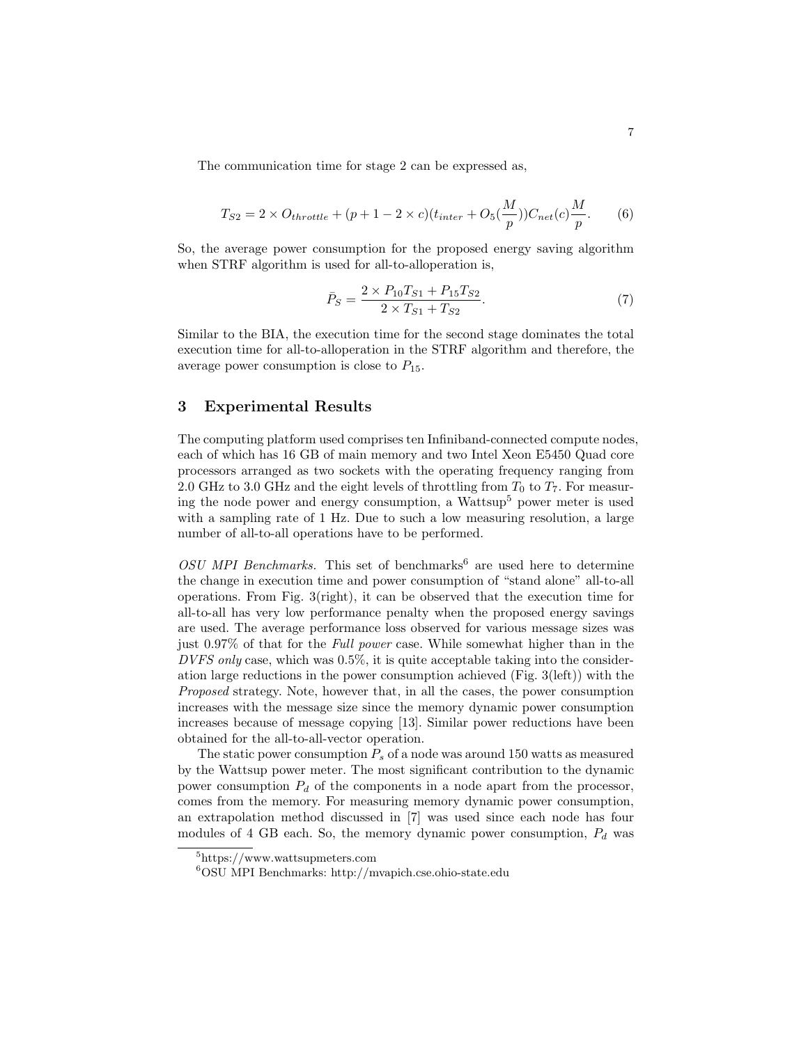The communication time for stage 2 can be expressed as,

$$T_{S2} = 2 \times O_{throttle} + (p + 1 - 2 \times c)(t_{inter} + O_5(\frac{M}{p}))C_{net}(c)\frac{M}{p}. \qquad (6)$$

So, the average power consumption for the proposed energy saving algorithm when STRF algorithm is used for all-to-alloperation is,

$$\bar{P_S} = \frac{2 \times P_{10}T_{S1} + P_{15}T_{S2}}{2 \times T_{S1} + T_{S2}}. \qquad (7)$$

Similar to the BIA, the execution time for the second stage dominates the total execution time for all-to-alloperation in the STRF algorithm and therefore, the average power consumption is close to $P_{15}$.

## 3 Experimental Results

The computing platform used comprises ten Infiniband-connected compute nodes, each of which has 16 GB of main memory and two Intel Xeon E5450 Quad core processors arranged as two sockets with the operating frequency ranging from 2.0 GHz to 3.0 GHz and the eight levels of throttling from $T_0$ to $T_7$. For measuring the node power and energy consumption, a Wattsup[5] power meter is used with a sampling rate of 1 Hz. Due to such a low measuring resolution, a large number of all-to-all operations have to be performed.

*OSU MPI Benchmarks.* This set of benchmarks[6] are used here to determine the change in execution time and power consumption of "stand alone" all-to-all operations. From Fig. 3(right), it can be observed that the execution time for all-to-all has very low performance penalty when the proposed energy savings are used. The average performance loss observed for various message sizes was just 0.97% of that for the *Full power* case. While somewhat higher than in the *DVFS only* case, which was 0.5%, it is quite acceptable taking into the consideration large reductions in the power consumption achieved (Fig. 3(left)) with the *Proposed* strategy. Note, however that, in all the cases, the power consumption increases with the message size since the memory dynamic power consumption increases because of message copying [13]. Similar power reductions have been obtained for the all-to-all-vector operation.

The static power consumption $P_s$ of a node was around 150 watts as measured by the Wattsup power meter. The most significant contribution to the dynamic power consumption $P_d$ of the components in a node apart from the processor, comes from the memory. For measuring memory dynamic power consumption, an extrapolation method discussed in [7] was used since each node has four modules of 4 GB each. So, the memory dynamic power consumption, $P_d$ was

[5] https://www.wattsupmeters.com

[6] OSU MPI Benchmarks: http://mvapich.cse.ohio-state.edu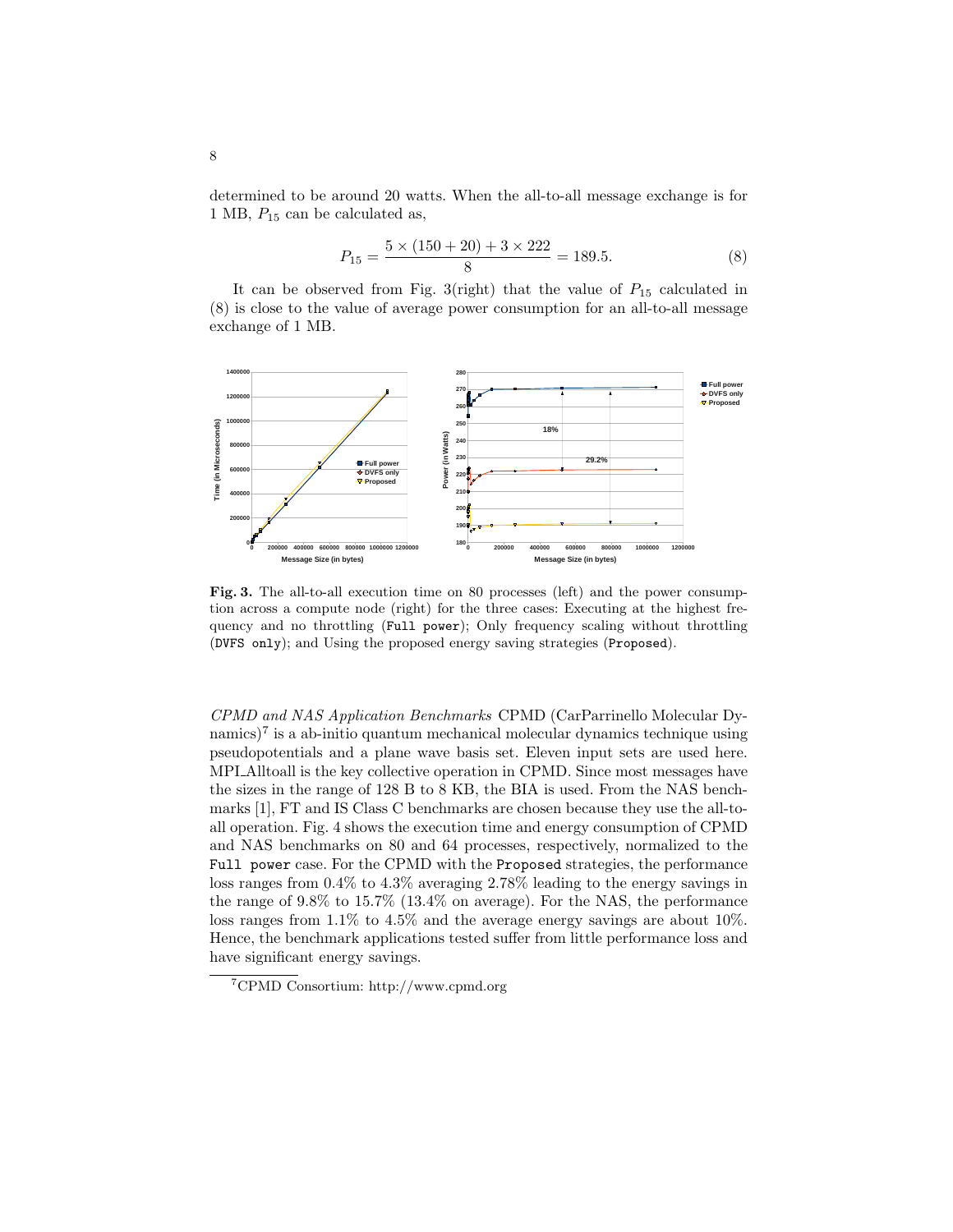determined to be around 20 watts. When the all-to-all message exchange is for 1 MB, $P_{15}$ can be calculated as,

$$P_{15} = \frac{5 \times (150 + 20) + 3 \times 222}{8} = 189.5. \tag{8}$$

It can be observed from Fig. 3(right) that the value of $P_{15}$ calculated in (8) is close to the value of average power consumption for an all-to-all message exchange of 1 MB.

**Fig. 3.** The all-to-all execution time on 80 processes (left) and the power consumption across a compute node (right) for the three cases: Executing at the highest frequency and no throttling (`Full power`); Only frequency scaling without throttling (`DVFS only`); and Using the proposed energy saving strategies (`Proposed`).

*CPMD and NAS Application Benchmarks* CPMD (CarParrinello Molecular Dynamics)[7] is a ab-initio quantum mechanical molecular dynamics technique using pseudopotentials and a plane wave basis set. Eleven input sets are used here. MPI_Alltoall is the key collective operation in CPMD. Since most messages have the sizes in the range of 128 B to 8 KB, the BIA is used. From the NAS benchmarks [1], FT and IS Class C benchmarks are chosen because they use the all-to-all operation. Fig. 4 shows the execution time and energy consumption of CPMD and NAS benchmarks on 80 and 64 processes, respectively, normalized to the `Full power` case. For the CPMD with the `Proposed` strategies, the performance loss ranges from 0.4% to 4.3% averaging 2.78% leading to the energy savings in the range of 9.8% to 15.7% (13.4% on average). For the NAS, the performance loss ranges from 1.1% to 4.5% and the average energy savings are about 10%. Hence, the benchmark applications tested suffer from little performance loss and have significant energy savings.

[7] CPMD Consortium: http://www.cpmd.org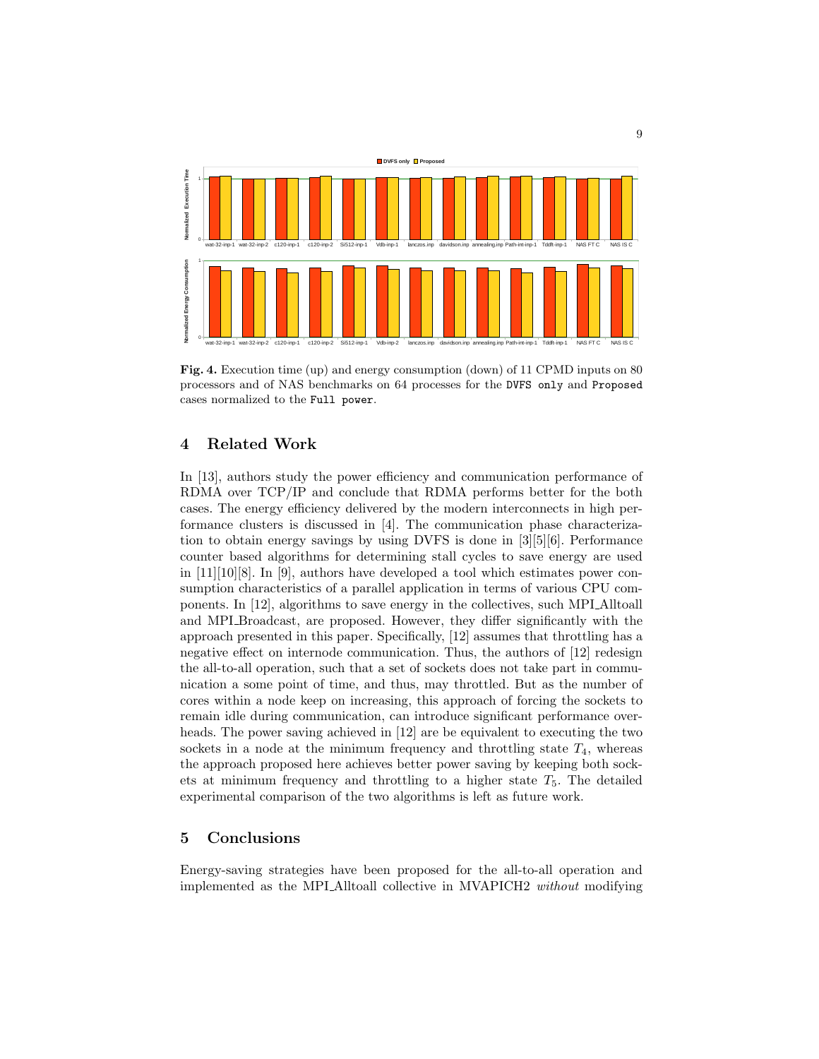**Fig. 4.** Execution time (up) and energy consumption (down) of 11 CPMD inputs on 80 processors and of NAS benchmarks on 64 processes for the `DVFS only` and `Proposed` cases normalized to the `Full power`.

## 4 Related Work

In [13], authors study the power efficiency and communication performance of RDMA over TCP/IP and conclude that RDMA performs better for the both cases. The energy efficiency delivered by the modern interconnects in high performance clusters is discussed in [4]. The communication phase characterization to obtain energy savings by using DVFS is done in [3][5][6]. Performance counter based algorithms for determining stall cycles to save energy are used in [11][10][8]. In [9], authors have developed a tool which estimates power consumption characteristics of a parallel application in terms of various CPU components. In [12], algorithms to save energy in the collectives, such MPI_Alltoall and MPI_Broadcast, are proposed. However, they differ significantly with the approach presented in this paper. Specifically, [12] assumes that throttling has a negative effect on internode communication. Thus, the authors of [12] redesign the all-to-all operation, such that a set of sockets does not take part in communication a some point of time, and thus, may throttled. But as the number of cores within a node keep on increasing, this approach of forcing the sockets to remain idle during communication, can introduce significant performance overheads. The power saving achieved in [12] are be equivalent to executing the two sockets in a node at the minimum frequency and throttling state $T_4$, whereas the approach proposed here achieves better power saving by keeping both sockets at minimum frequency and throttling to a higher state $T_5$. The detailed experimental comparison of the two algorithms is left as future work.

## 5 Conclusions

Energy-saving strategies have been proposed for the all-to-all operation and implemented as the MPI_Alltoall collective in MVAPICH2 *without* modifying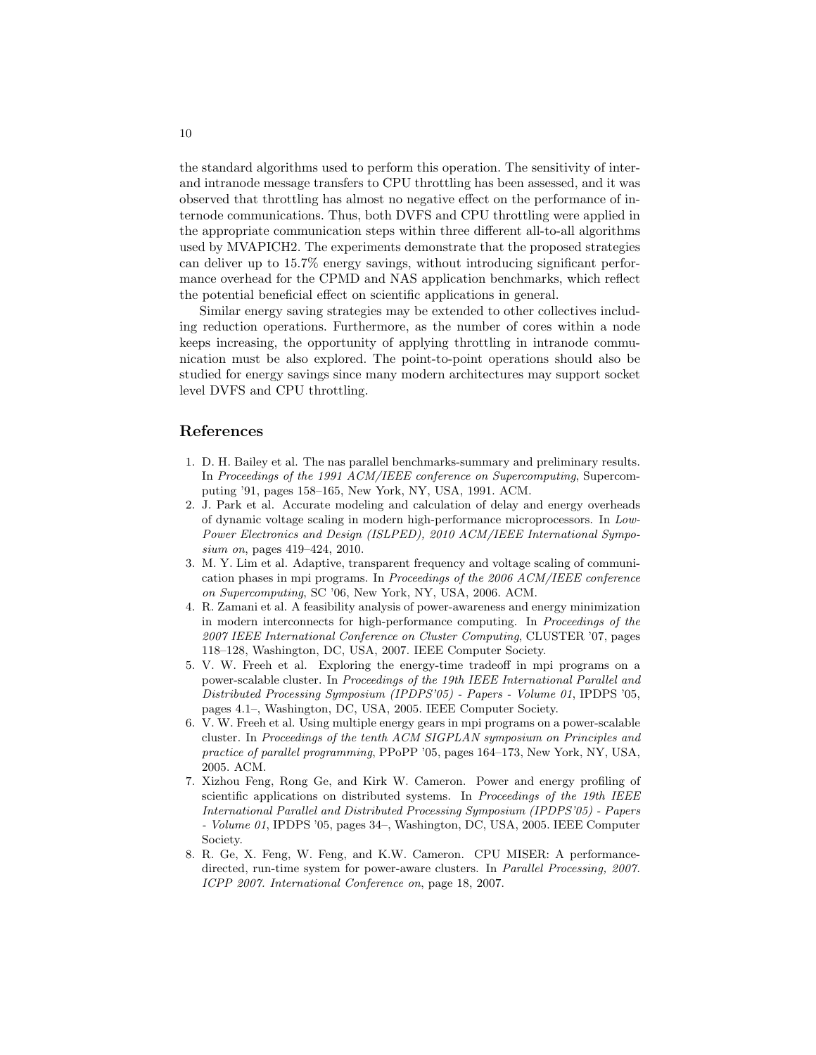the standard algorithms used to perform this operation. The sensitivity of inter- and intranode message transfers to CPU throttling has been assessed, and it was observed that throttling has almost no negative effect on the performance of internode communications. Thus, both DVFS and CPU throttling were applied in the appropriate communication steps within three different all-to-all algorithms used by MVAPICH2. The experiments demonstrate that the proposed strategies can deliver up to 15.7% energy savings, without introducing significant performance overhead for the CPMD and NAS application benchmarks, which reflect the potential beneficial effect on scientific applications in general.

Similar energy saving strategies may be extended to other collectives including reduction operations. Furthermore, as the number of cores within a node keeps increasing, the opportunity of applying throttling in intranode communication must be also explored. The point-to-point operations should also be studied for energy savings since many modern architectures may support socket level DVFS and CPU throttling.

## References

1. D. H. Bailey et al. The nas parallel benchmarks-summary and preliminary results. In *Proceedings of the 1991 ACM/IEEE conference on Supercomputing*, Supercomputing '91, pages 158–165, New York, NY, USA, 1991. ACM.
2. J. Park et al. Accurate modeling and calculation of delay and energy overheads of dynamic voltage scaling in modern high-performance microprocessors. In *Low-Power Electronics and Design (ISLPED), 2010 ACM/IEEE International Symposium on*, pages 419–424, 2010.
3. M. Y. Lim et al. Adaptive, transparent frequency and voltage scaling of communication phases in mpi programs. In *Proceedings of the 2006 ACM/IEEE conference on Supercomputing*, SC '06, New York, NY, USA, 2006. ACM.
4. R. Zamani et al. A feasibility analysis of power-awareness and energy minimization in modern interconnects for high-performance computing. In *Proceedings of the 2007 IEEE International Conference on Cluster Computing*, CLUSTER '07, pages 118–128, Washington, DC, USA, 2007. IEEE Computer Society.
5. V. W. Freeh et al. Exploring the energy-time tradeoff in mpi programs on a power-scalable cluster. In *Proceedings of the 19th IEEE International Parallel and Distributed Processing Symposium (IPDPS'05) - Papers - Volume 01*, IPDPS '05, pages 4.1–, Washington, DC, USA, 2005. IEEE Computer Society.
6. V. W. Freeh et al. Using multiple energy gears in mpi programs on a power-scalable cluster. In *Proceedings of the tenth ACM SIGPLAN symposium on Principles and practice of parallel programming*, PPoPP '05, pages 164–173, New York, NY, USA, 2005. ACM.
7. Xizhou Feng, Rong Ge, and Kirk W. Cameron. Power and energy profiling of scientific applications on distributed systems. In *Proceedings of the 19th IEEE International Parallel and Distributed Processing Symposium (IPDPS'05) - Papers - Volume 01*, IPDPS '05, pages 34–, Washington, DC, USA, 2005. IEEE Computer Society.
8. R. Ge, X. Feng, W. Feng, and K.W. Cameron. CPU MISER: A performance-directed, run-time system for power-aware clusters. In *Parallel Processing, 2007. ICPP 2007. International Conference on*, page 18, 2007.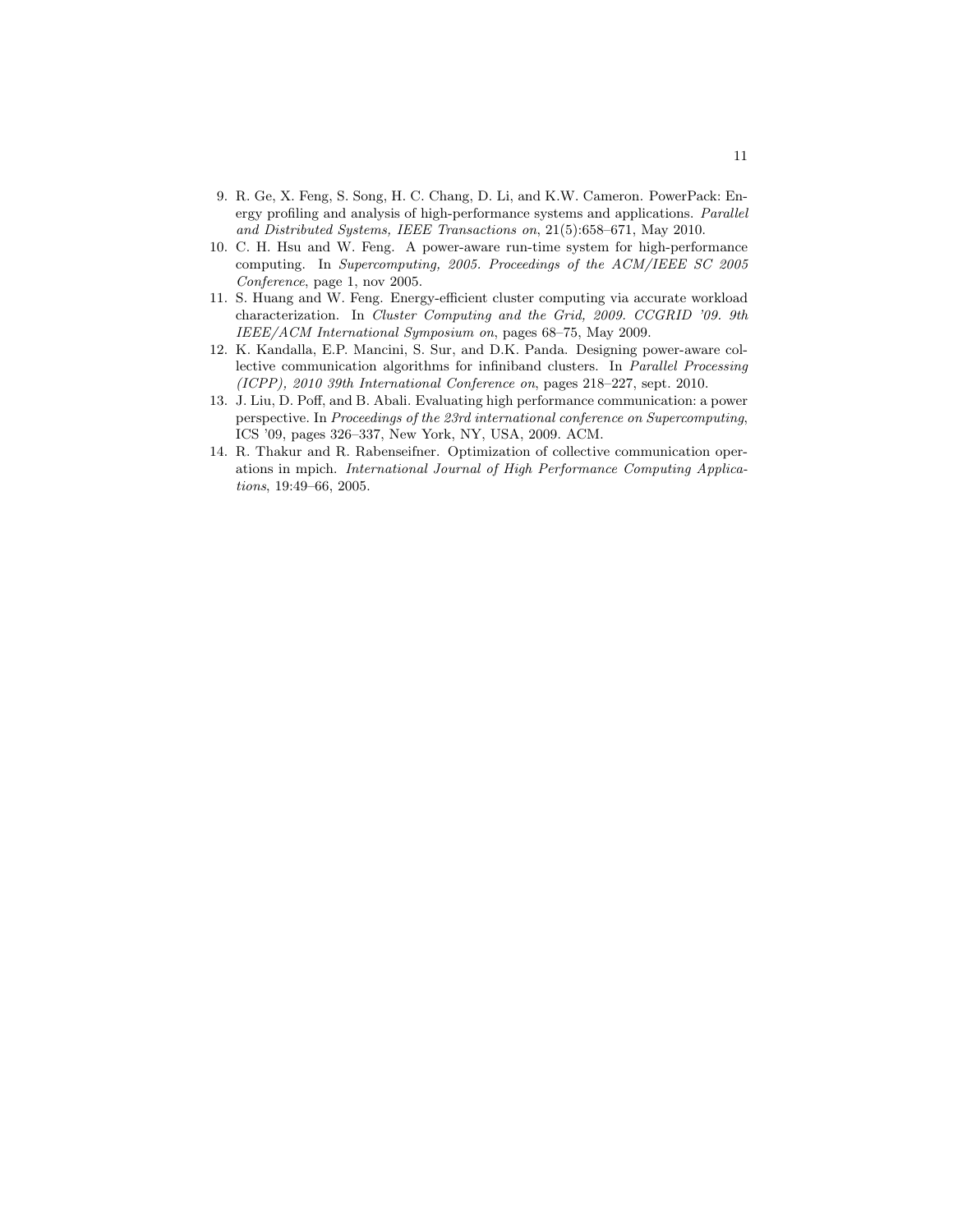9. R. Ge, X. Feng, S. Song, H. C. Chang, D. Li, and K.W. Cameron. PowerPack: Energy profiling and analysis of high-performance systems and applications. *Parallel and Distributed Systems, IEEE Transactions on*, 21(5):658–671, May 2010.
10. C. H. Hsu and W. Feng. A power-aware run-time system for high-performance computing. In *Supercomputing, 2005. Proceedings of the ACM/IEEE SC 2005 Conference*, page 1, nov 2005.
11. S. Huang and W. Feng. Energy-efficient cluster computing via accurate workload characterization. In *Cluster Computing and the Grid, 2009. CCGRID '09. 9th IEEE/ACM International Symposium on*, pages 68–75, May 2009.
12. K. Kandalla, E.P. Mancini, S. Sur, and D.K. Panda. Designing power-aware collective communication algorithms for infiniband clusters. In *Parallel Processing (ICPP), 2010 39th International Conference on*, pages 218–227, sept. 2010.
13. J. Liu, D. Poff, and B. Abali. Evaluating high performance communication: a power perspective. In *Proceedings of the 23rd international conference on Supercomputing*, ICS '09, pages 326–337, New York, NY, USA, 2009. ACM.
14. R. Thakur and R. Rabenseifner. Optimization of collective communication operations in mpich. *International Journal of High Performance Computing Applications*, 19:49–66, 2005.